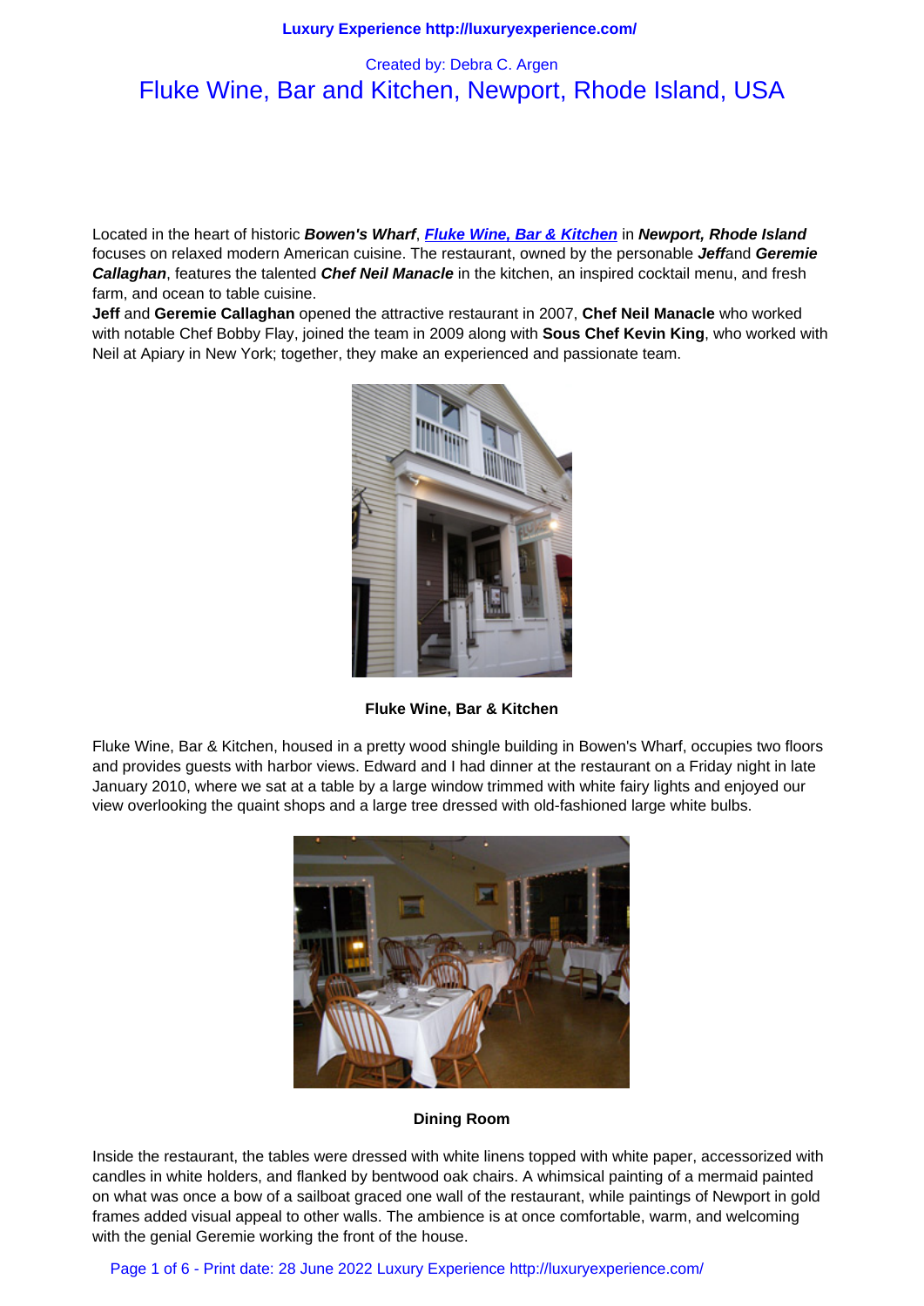Created by: Debra C. Argen

# Fluke Wine, Bar and Kitchen, Newport, Rhode Island, USA

Located in the heart of historic ***Bowen's Wharf***, ***Fluke Wine, Bar & Kitchen*** in ***Newport, Rhode Island*** focuses on relaxed modern American cuisine. The restaurant, owned by the personable ***Jeff***and ***Geremie Callaghan***, features the talented ***Chef Neil Manacle*** in the kitchen, an inspired cocktail menu, and fresh farm, and ocean to table cuisine.

**Jeff** and **Geremie Callaghan** opened the attractive restaurant in 2007, **Chef Neil Manacle** who worked with notable Chef Bobby Flay, joined the team in 2009 along with **Sous Chef Kevin King**, who worked with Neil at Apiary in New York; together, they make an experienced and passionate team.

**Fluke Wine, Bar & Kitchen**

Fluke Wine, Bar & Kitchen, housed in a pretty wood shingle building in Bowen's Wharf, occupies two floors and provides guests with harbor views. Edward and I had dinner at the restaurant on a Friday night in late January 2010, where we sat at a table by a large window trimmed with white fairy lights and enjoyed our view overlooking the quaint shops and a large tree dressed with old-fashioned large white bulbs.

**Dining Room**

Inside the restaurant, the tables were dressed with white linens topped with white paper, accessorized with candles in white holders, and flanked by bentwood oak chairs. A whimsical painting of a mermaid painted on what was once a bow of a sailboat graced one wall of the restaurant, while paintings of Newport in gold frames added visual appeal to other walls. The ambience is at once comfortable, warm, and welcoming with the genial Geremie working the front of the house.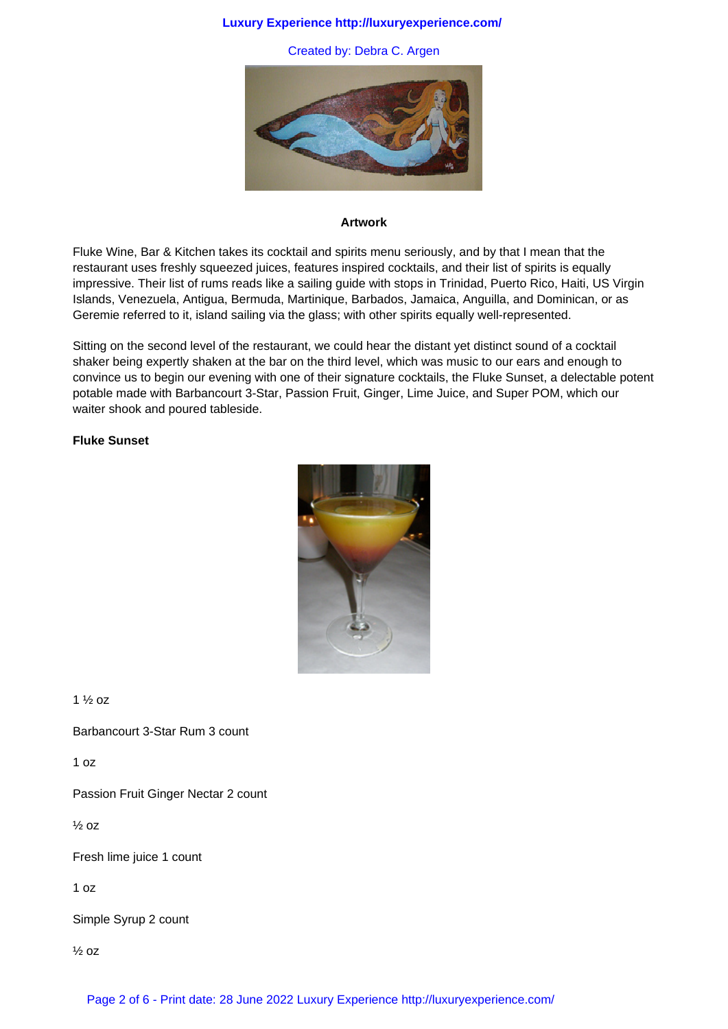**Artwork**

Fluke Wine, Bar & Kitchen takes its cocktail and spirits menu seriously, and by that I mean that the restaurant uses freshly squeezed juices, features inspired cocktails, and their list of spirits is equally impressive. Their list of rums reads like a sailing guide with stops in Trinidad, Puerto Rico, Haiti, US Virgin Islands, Venezuela, Antigua, Bermuda, Martinique, Barbados, Jamaica, Anguilla, and Dominican, or as Geremie referred to it, island sailing via the glass; with other spirits equally well-represented.

Sitting on the second level of the restaurant, we could hear the distant yet distinct sound of a cocktail shaker being expertly shaken at the bar on the third level, which was music to our ears and enough to convince us to begin our evening with one of their signature cocktails, the Fluke Sunset, a delectable potent potable made with Barbancourt 3-Star, Passion Fruit, Ginger, Lime Juice, and Super POM, which our waiter shook and poured tableside.

**Fluke Sunset**

1 ½ oz

Barbancourt 3-Star Rum 3 count

1 oz

Passion Fruit Ginger Nectar 2 count

½ oz

Fresh lime juice 1 count

1 oz

Simple Syrup 2 count

½ oz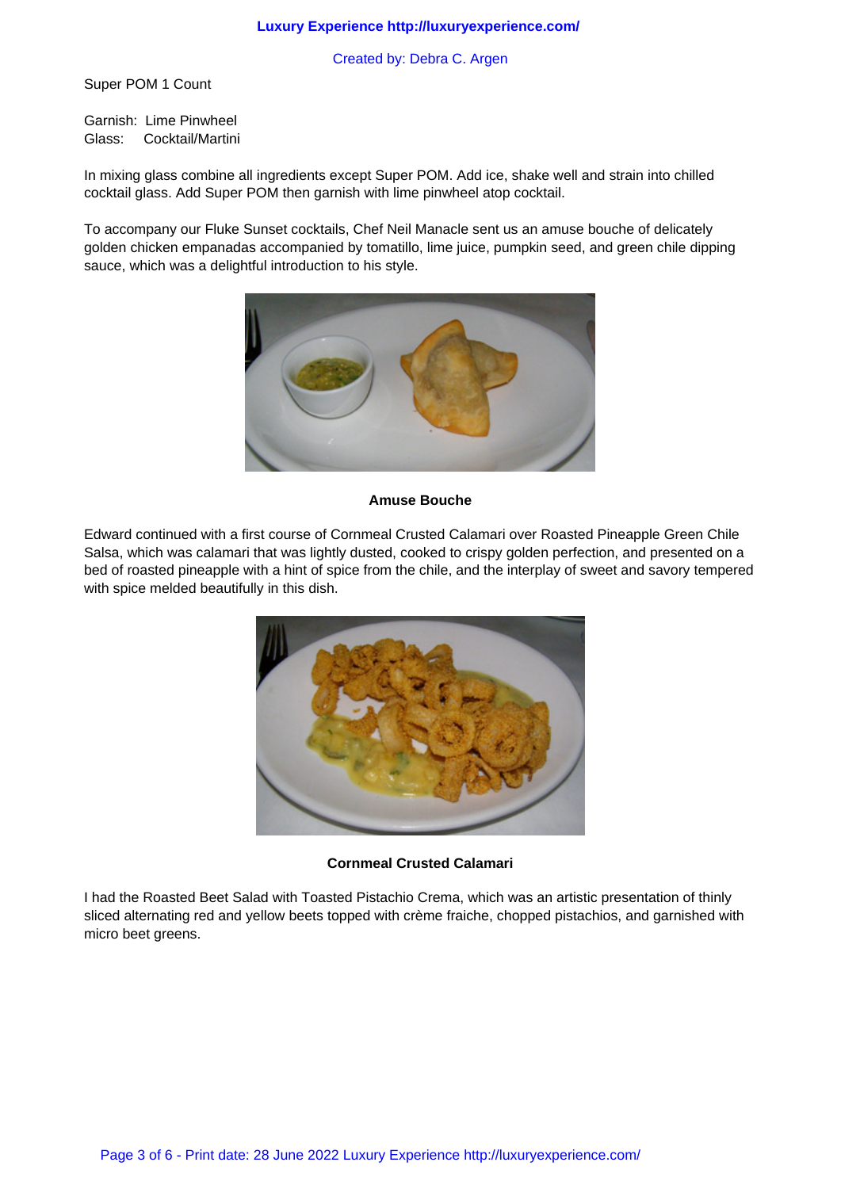Super POM 1 Count

Garnish: Lime Pinwheel
Glass: Cocktail/Martini

In mixing glass combine all ingredients except Super POM. Add ice, shake well and strain into chilled cocktail glass. Add Super POM then garnish with lime pinwheel atop cocktail.

To accompany our Fluke Sunset cocktails, Chef Neil Manacle sent us an amuse bouche of delicately golden chicken empanadas accompanied by tomatillo, lime juice, pumpkin seed, and green chile dipping sauce, which was a delightful introduction to his style.

**Amuse Bouche**

Edward continued with a first course of Cornmeal Crusted Calamari over Roasted Pineapple Green Chile Salsa, which was calamari that was lightly dusted, cooked to crispy golden perfection, and presented on a bed of roasted pineapple with a hint of spice from the chile, and the interplay of sweet and savory tempered with spice melded beautifully in this dish.

**Cornmeal Crusted Calamari**

I had the Roasted Beet Salad with Toasted Pistachio Crema, which was an artistic presentation of thinly sliced alternating red and yellow beets topped with crème fraiche, chopped pistachios, and garnished with micro beet greens.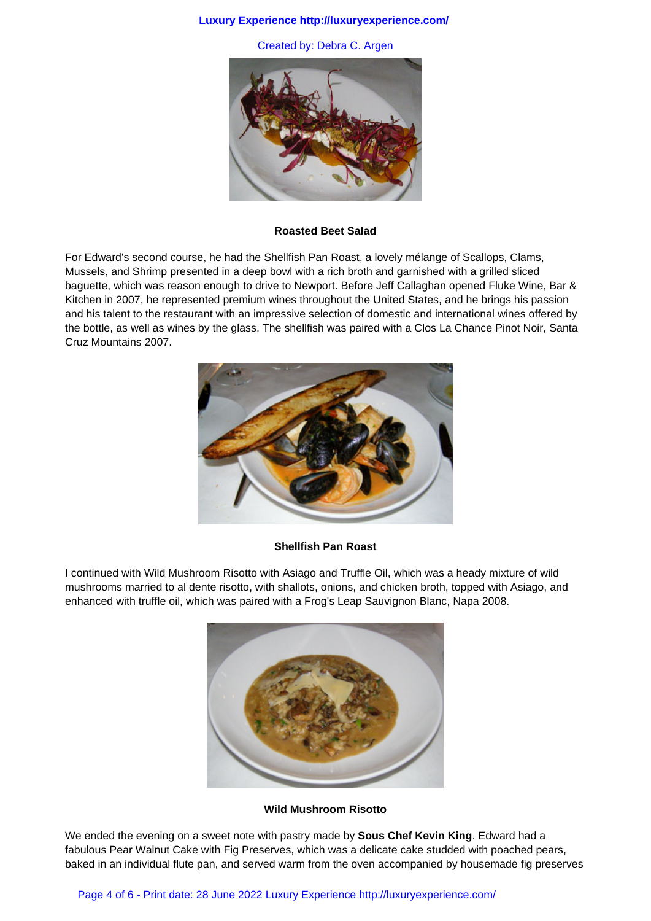**Roasted Beet Salad**

For Edward's second course, he had the Shellfish Pan Roast, a lovely mélange of Scallops, Clams, Mussels, and Shrimp presented in a deep bowl with a rich broth and garnished with a grilled sliced baguette, which was reason enough to drive to Newport. Before Jeff Callaghan opened Fluke Wine, Bar & Kitchen in 2007, he represented premium wines throughout the United States, and he brings his passion and his talent to the restaurant with an impressive selection of domestic and international wines offered by the bottle, as well as wines by the glass. The shellfish was paired with a Clos La Chance Pinot Noir, Santa Cruz Mountains 2007.

**Shellfish Pan Roast**

I continued with Wild Mushroom Risotto with Asiago and Truffle Oil, which was a heady mixture of wild mushrooms married to al dente risotto, with shallots, onions, and chicken broth, topped with Asiago, and enhanced with truffle oil, which was paired with a Frog's Leap Sauvignon Blanc, Napa 2008.

**Wild Mushroom Risotto**

We ended the evening on a sweet note with pastry made by **Sous Chef Kevin King**. Edward had a fabulous Pear Walnut Cake with Fig Preserves, which was a delicate cake studded with poached pears, baked in an individual flute pan, and served warm from the oven accompanied by housemade fig preserves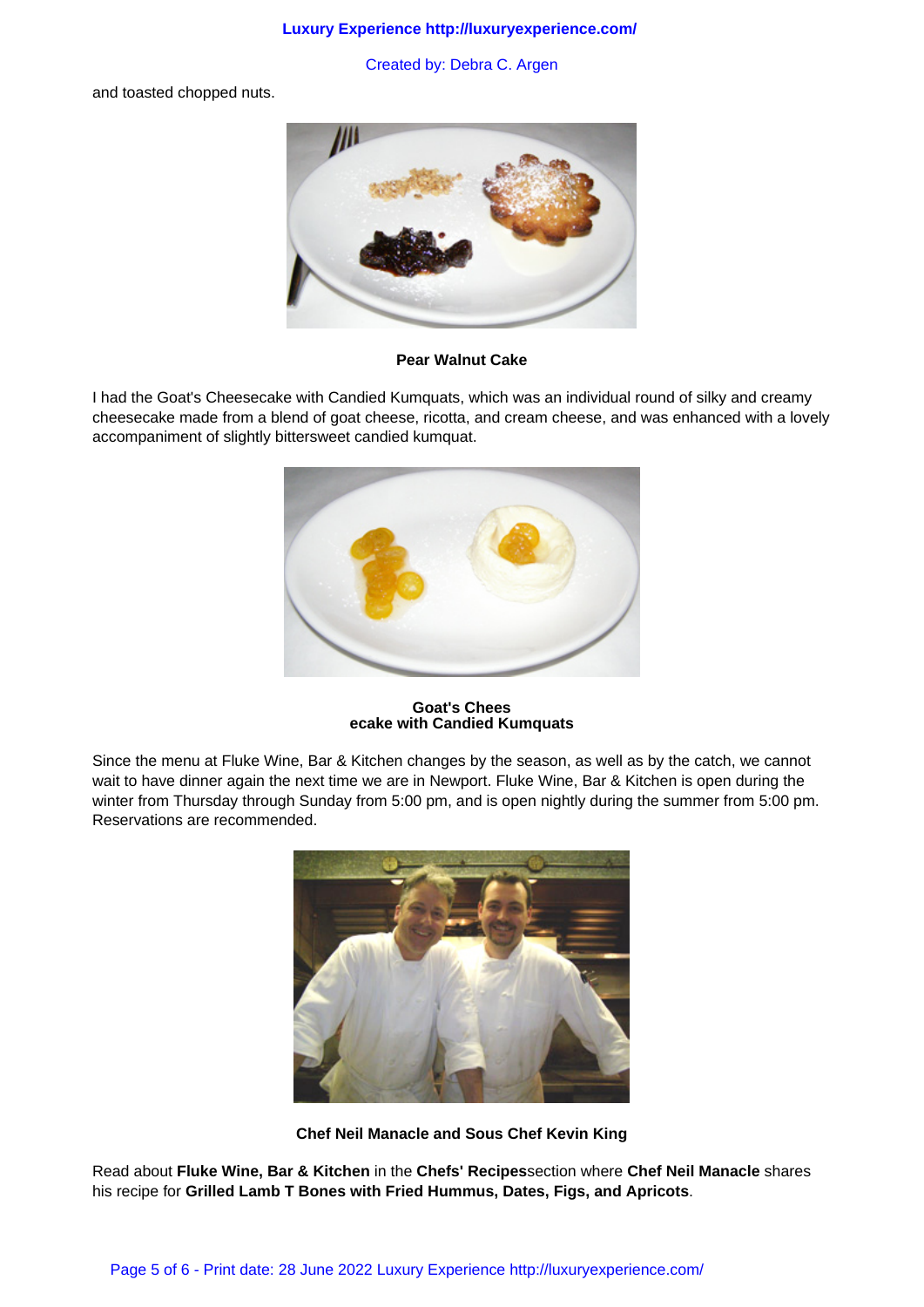and toasted chopped nuts.

**Pear Walnut Cake**

I had the Goat's Cheesecake with Candied Kumquats, which was an individual round of silky and creamy cheesecake made from a blend of goat cheese, ricotta, and cream cheese, and was enhanced with a lovely accompaniment of slightly bittersweet candied kumquat.

**Goat's Chees
ecake with Candied Kumquats**

Since the menu at Fluke Wine, Bar & Kitchen changes by the season, as well as by the catch, we cannot wait to have dinner again the next time we are in Newport. Fluke Wine, Bar & Kitchen is open during the winter from Thursday through Sunday from 5:00 pm, and is open nightly during the summer from 5:00 pm. Reservations are recommended.

**Chef Neil Manacle and Sous Chef Kevin King**

Read about **Fluke Wine, Bar & Kitchen** in the **Chefs' Recipes**section where **Chef Neil Manacle** shares his recipe for **Grilled Lamb T Bones with Fried Hummus, Dates, Figs, and Apricots**.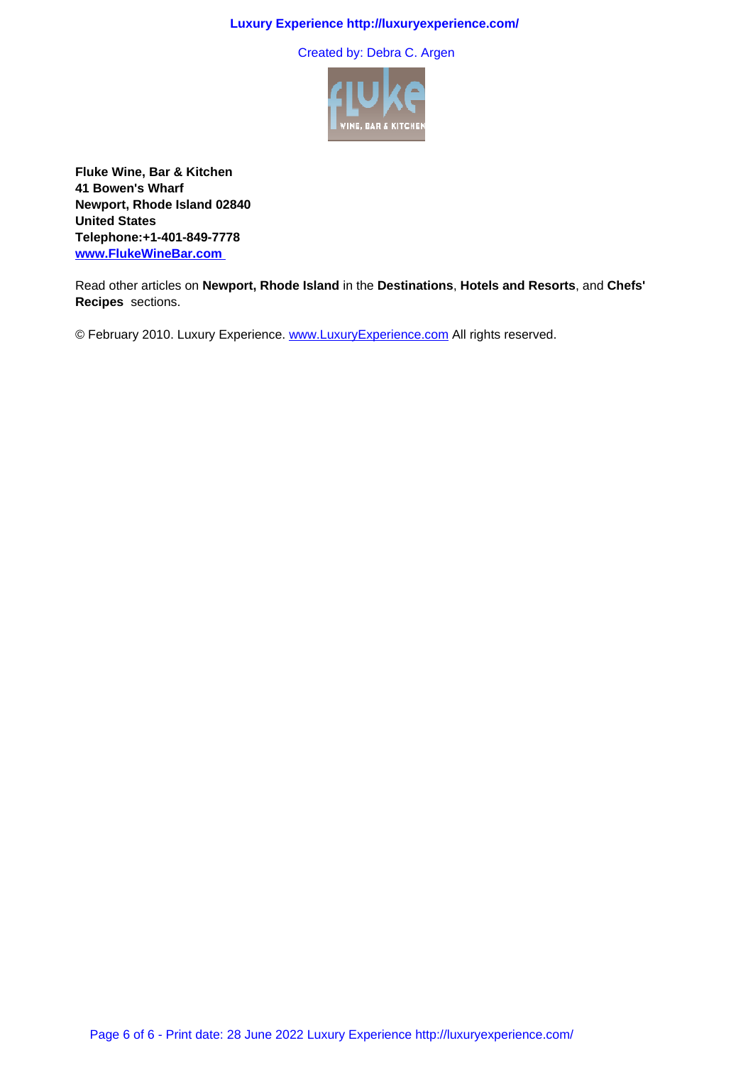**Fluke Wine, Bar & Kitchen**
**41 Bowen's Wharf**
**Newport, Rhode Island 02840**
**United States**
**Telephone:+1-401-849-7778**
**www.FlukeWineBar.com**

Read other articles on **Newport, Rhode Island** in the **Destinations**, **Hotels and Resorts**, and **Chefs' Recipes** sections.

© February 2010. Luxury Experience. www.LuxuryExperience.com All rights reserved.